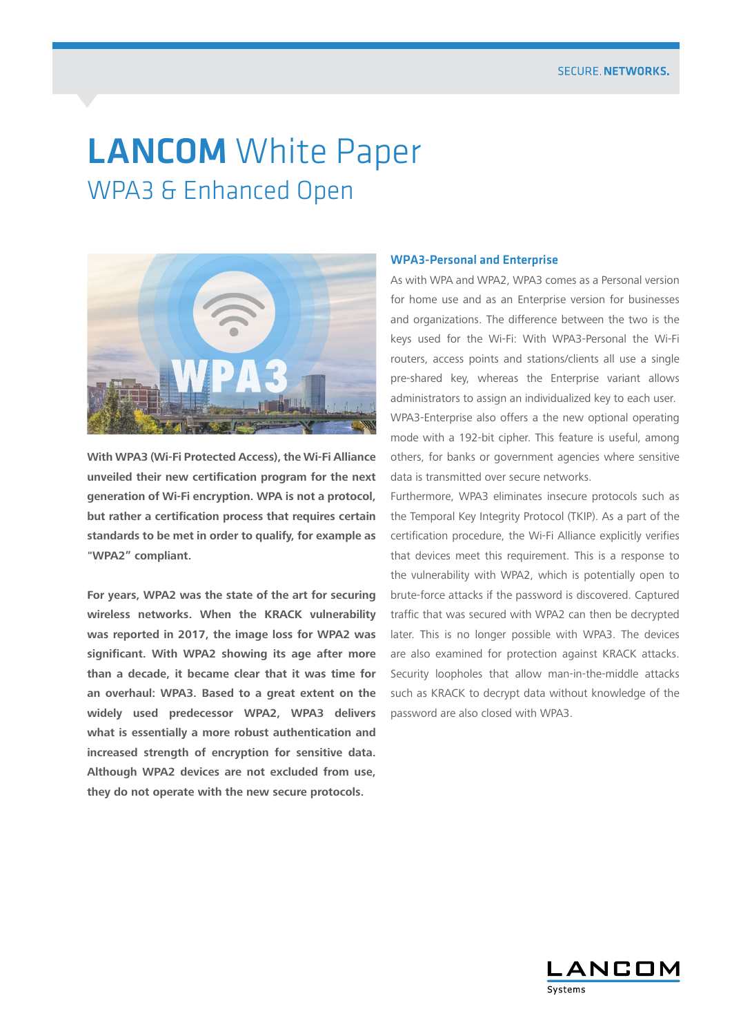# **LANCOM** White Paper

## WPA3 & Enhanced Open

**With WPA3 (Wi-Fi Protected Access), the Wi-Fi Alliance unveiled their new certification program for the next generation of Wi-Fi encryption. WPA is not a protocol, but rather a certification process that requires certain standards to be met in order to qualify, for example as "WPA2" compliant.**

**For years, WPA2 was the state of the art for securing wireless networks. When the KRACK vulnerability was reported in 2017, the image loss for WPA2 was significant. With WPA2 showing its age after more than a decade, it became clear that it was time for an overhaul: WPA3. Based to a great extent on the widely used predecessor WPA2, WPA3 delivers what is essentially a more robust authentication and increased strength of encryption for sensitive data. Although WPA2 devices are not excluded from use, they do not operate with the new secure protocols.**

### WPA3-Personal and Enterprise

As with WPA and WPA2, WPA3 comes as a Personal version for home use and as an Enterprise version for businesses and organizations. The difference between the two is the keys used for the Wi-Fi: With WPA3-Personal the Wi-Fi routers, access points and stations/clients all use a single pre-shared key, whereas the Enterprise variant allows administrators to assign an individualized key to each user.

WPA3-Enterprise also offers a the new optional operating mode with a 192-bit cipher. This feature is useful, among others, for banks or government agencies where sensitive data is transmitted over secure networks.

Furthermore, WPA3 eliminates insecure protocols such as the Temporal Key Integrity Protocol (TKIP). As a part of the certification procedure, the Wi-Fi Alliance explicitly verifies that devices meet this requirement. This is a response to the vulnerability with WPA2, which is potentially open to brute-force attacks if the password is discovered. Captured traffic that was secured with WPA2 can then be decrypted later. This is no longer possible with WPA3. The devices are also examined for protection against KRACK attacks. Security loopholes that allow man-in-the-middle attacks such as KRACK to decrypt data without knowledge of the password are also closed with WPA3.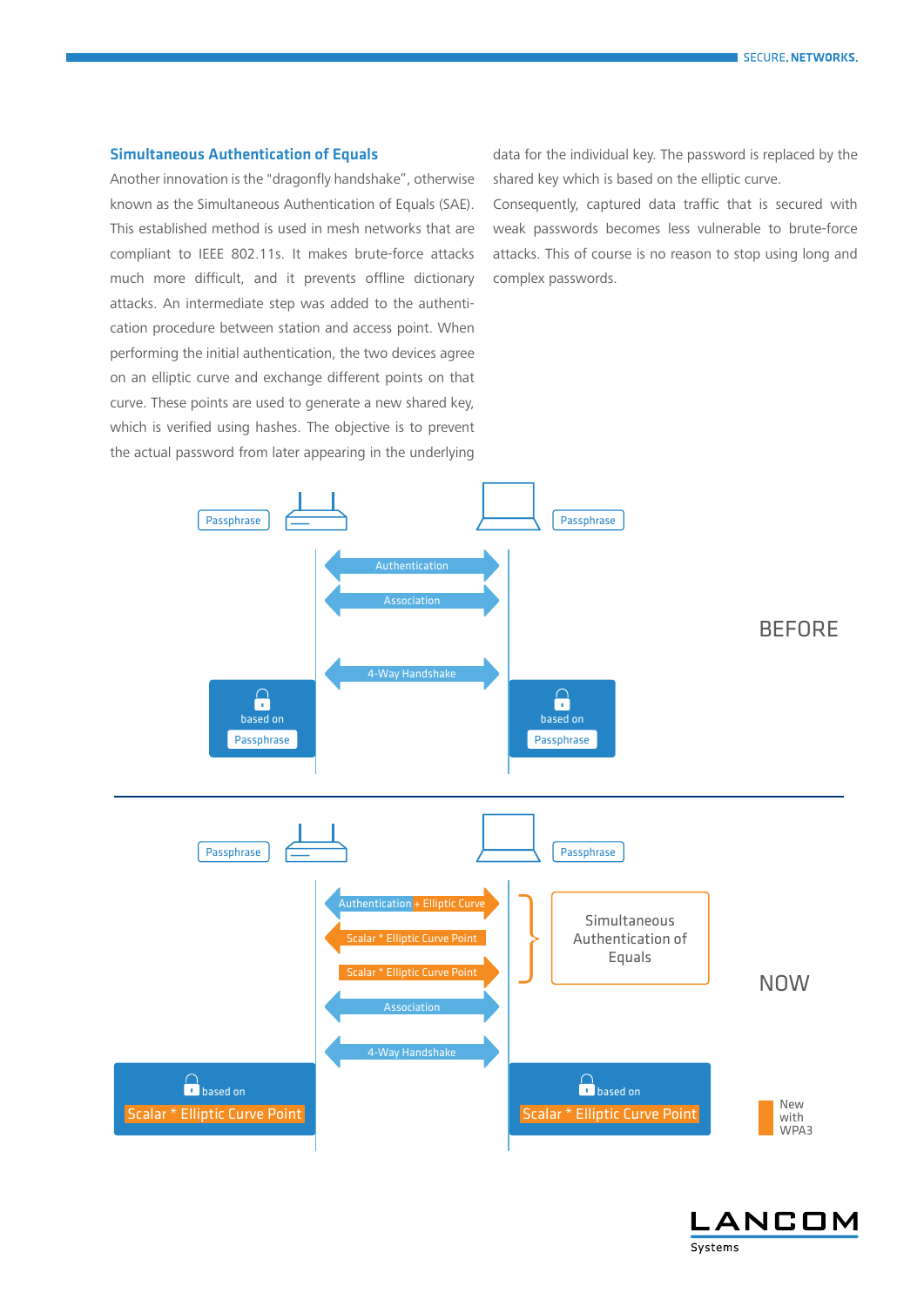## Simultaneous Authentication of Equals

Another innovation is the "dragonfly handshake", otherwise known as the Simultaneous Authentication of Equals (SAE). This established method is used in mesh networks that are compliant to IEEE 802.11s. It makes brute-force attacks much more difficult, and it prevents offline dictionary attacks. An intermediate step was added to the authentication procedure between station and access point. When performing the initial authentication, the two devices agree on an elliptic curve and exchange different points on that curve. These points are used to generate a new shared key, which is verified using hashes. The objective is to prevent the actual password from later appearing in the underlying data for the individual key. The password is replaced by the shared key which is based on the elliptic curve. Consequently, captured data traffic that is secured with weak passwords becomes less vulnerable to brute-force attacks. This of course is no reason to stop using long and complex passwords.

BEFORE

Passphrase | Passphrase

Authentication

Association

4-Way Handshake

based on Passphrase | based on Passphrase

NOW

Passphrase | Passphrase

Authentication + Elliptic Curve

Scalar * Elliptic Curve Point

Scalar * Elliptic Curve Point

Simultaneous Authentication of Equals

Association

4-Way Handshake

based on Scalar * Elliptic Curve Point | based on Scalar * Elliptic Curve Point

New with WPA3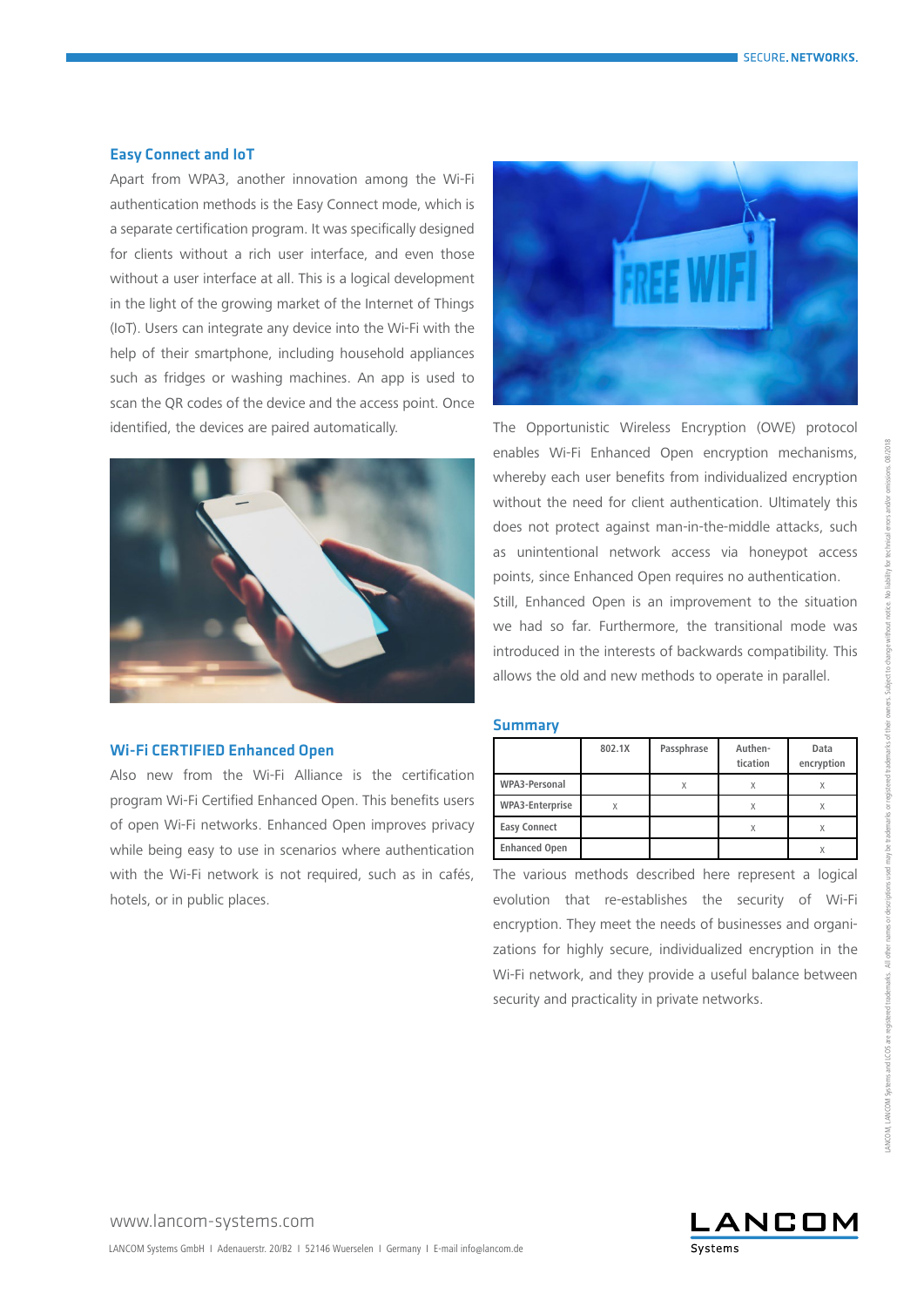## Easy Connect and IoT

Apart from WPA3, another innovation among the Wi-Fi authentication methods is the Easy Connect mode, which is a separate certification program. It was specifically designed for clients without a rich user interface, and even those without a user interface at all. This is a logical development in the light of the growing market of the Internet of Things (IoT). Users can integrate any device into the Wi-Fi with the help of their smartphone, including household appliances such as fridges or washing machines. An app is used to scan the QR codes of the device and the access point. Once identified, the devices are paired automatically.

## Wi-Fi CERTIFIED Enhanced Open

Also new from the Wi-Fi Alliance is the certification program Wi-Fi Certified Enhanced Open. This benefits users of open Wi-Fi networks. Enhanced Open improves privacy while being easy to use in scenarios where authentication with the Wi-Fi network is not required, such as in cafés, hotels, or in public places.

The Opportunistic Wireless Encryption (OWE) protocol enables Wi-Fi Enhanced Open encryption mechanisms, whereby each user benefits from individualized encryption without the need for client authentication. Ultimately this does not protect against man-in-the-middle attacks, such as unintentional network access via honeypot access points, since Enhanced Open requires no authentication.

Still, Enhanced Open is an improvement to the situation we had so far. Furthermore, the transitional mode was introduced in the interests of backwards compatibility. This allows the old and new methods to operate in parallel.

## Summary

| | 802.1X | Passphrase | Authen­tication | Data encryption |
|---|---|---|---|---|
| WPA3-Personal | | x | x | x |
| WPA3-Enterprise | x | | x | x |
| Easy Connect | | | x | x |
| Enhanced Open | | | | x |

The various methods described here represent a logical evolution that re-establishes the security of Wi-Fi encryption. They meet the needs of businesses and organizations for highly secure, individualized encryption in the Wi-Fi network, and they provide a useful balance between security and practicality in private networks.

www.lancom-systems.com

LANCOM Systems GmbH I Adenauerstr. 20/B2 I 52146 Wuerselen I Germany I E-mail info@lancom.de

LANCOM, LANCOM Systems and LCOS are registered trademarks. All other names or descriptions used may be trademarks or registered trademarks of their owners. Subject to change without notice. No liability for technical errors and/or omissions. 08/2018